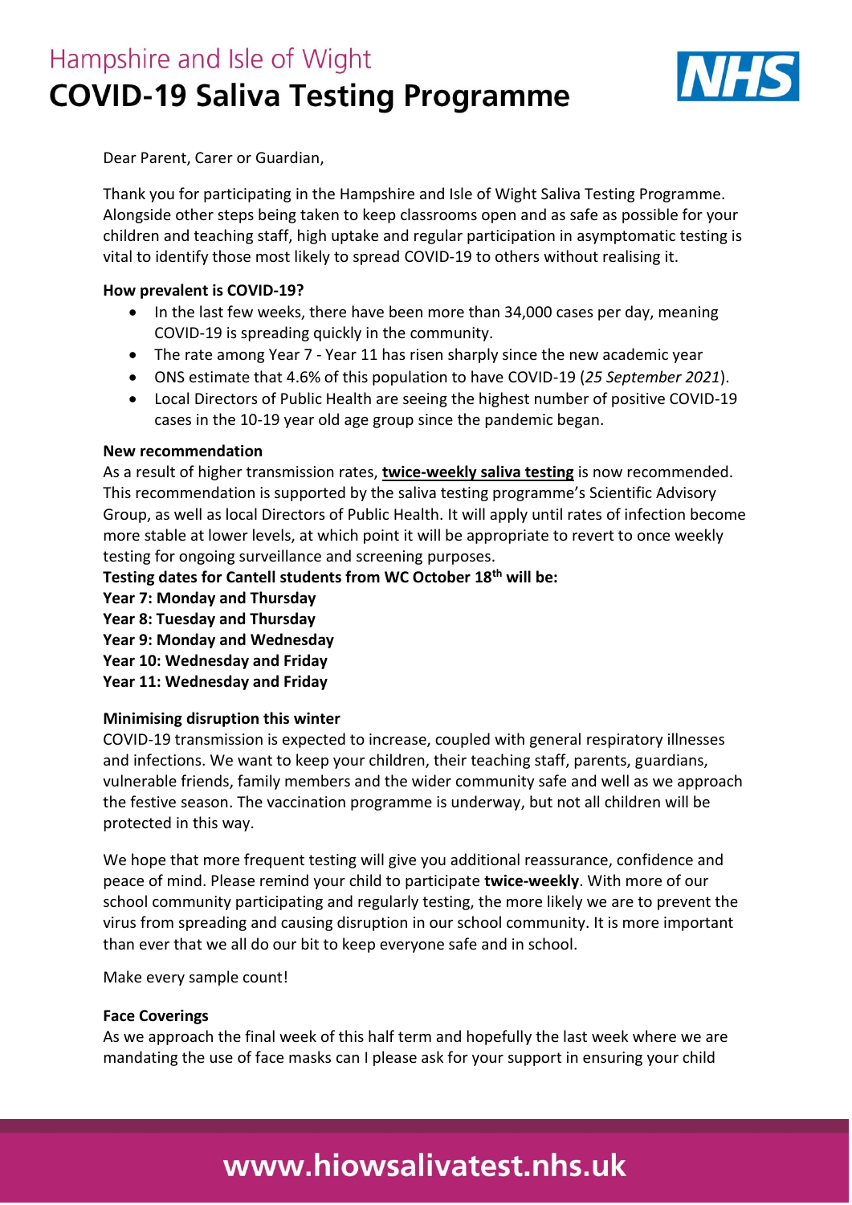# Hampshire and Isle of Wight
# COVID-19 Saliva Testing Programme

Dear Parent, Carer or Guardian,

Thank you for participating in the Hampshire and Isle of Wight Saliva Testing Programme. Alongside other steps being taken to keep classrooms open and as safe as possible for your children and teaching staff, high uptake and regular participation in asymptomatic testing is vital to identify those most likely to spread COVID-19 to others without realising it.

**How prevalent is COVID-19?**

- In the last few weeks, there have been more than 34,000 cases per day, meaning COVID-19 is spreading quickly in the community.
- The rate among Year 7 - Year 11 has risen sharply since the new academic year
- ONS estimate that 4.6% of this population to have COVID-19 (*25 September 2021*).
- Local Directors of Public Health are seeing the highest number of positive COVID-19 cases in the 10-19 year old age group since the pandemic began.

**New recommendation**

As a result of higher transmission rates, **twice-weekly saliva testing** is now recommended. This recommendation is supported by the saliva testing programme's Scientific Advisory Group, as well as local Directors of Public Health. It will apply until rates of infection become more stable at lower levels, at which point it will be appropriate to revert to once weekly testing for ongoing surveillance and screening purposes.

**Testing dates for Cantell students from WC October 18th will be:**
**Year 7: Monday and Thursday**
**Year 8: Tuesday and Thursday**
**Year 9: Monday and Wednesday**
**Year 10: Wednesday and Friday**
**Year 11: Wednesday and Friday**

**Minimising disruption this winter**

COVID-19 transmission is expected to increase, coupled with general respiratory illnesses and infections. We want to keep your children, their teaching staff, parents, guardians, vulnerable friends, family members and the wider community safe and well as we approach the festive season. The vaccination programme is underway, but not all children will be protected in this way.

We hope that more frequent testing will give you additional reassurance, confidence and peace of mind. Please remind your child to participate **twice-weekly**. With more of our school community participating and regularly testing, the more likely we are to prevent the virus from spreading and causing disruption in our school community. It is more important than ever that we all do our bit to keep everyone safe and in school.

Make every sample count!

**Face Coverings**

As we approach the final week of this half term and hopefully the last week where we are mandating the use of face masks can I please ask for your support in ensuring your child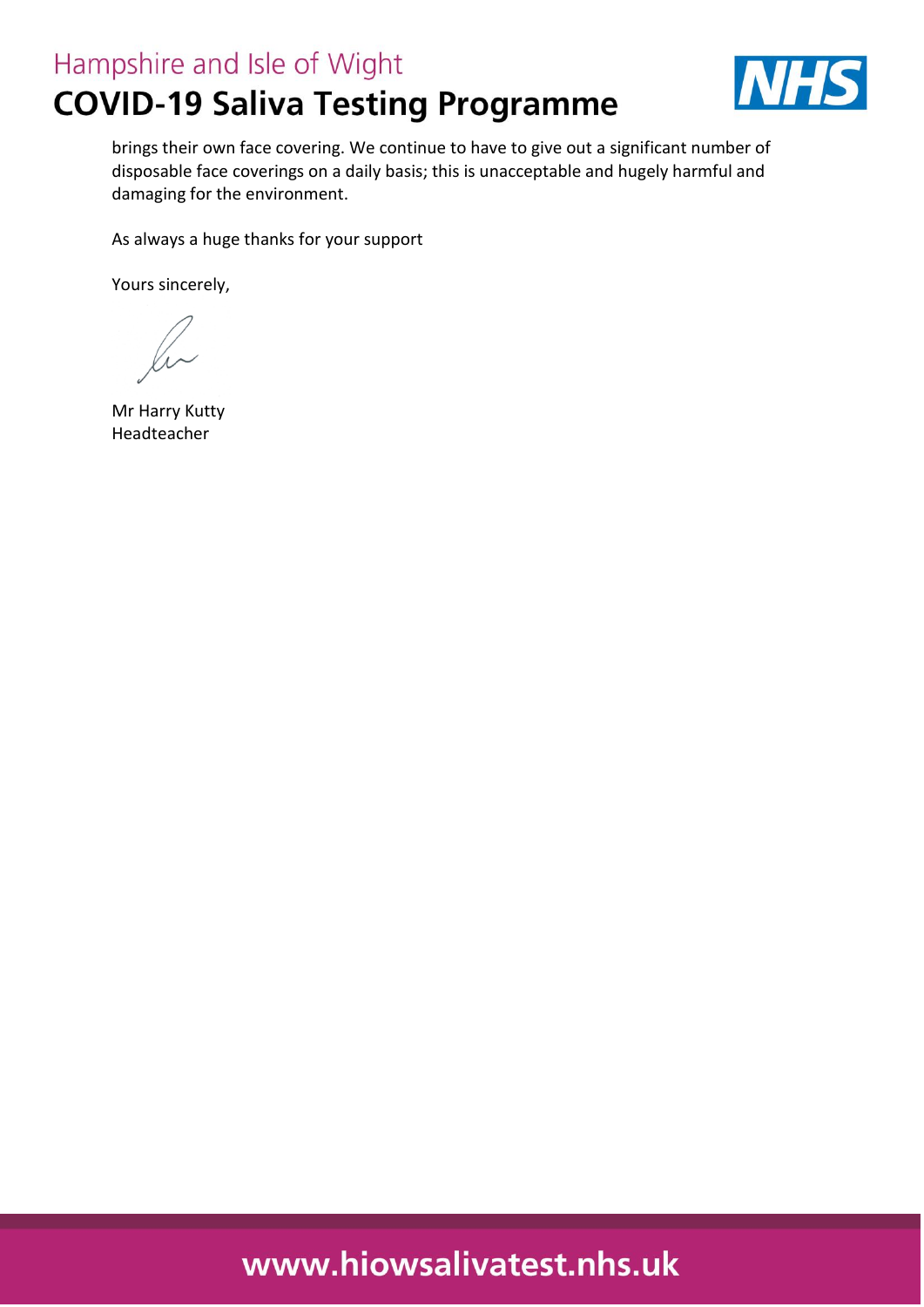brings their own face covering. We continue to have to give out a significant number of disposable face coverings on a daily basis; this is unacceptable and hugely harmful and damaging for the environment.

As always a huge thanks for your support

Yours sincerely,

Mr Harry Kutty
Headteacher